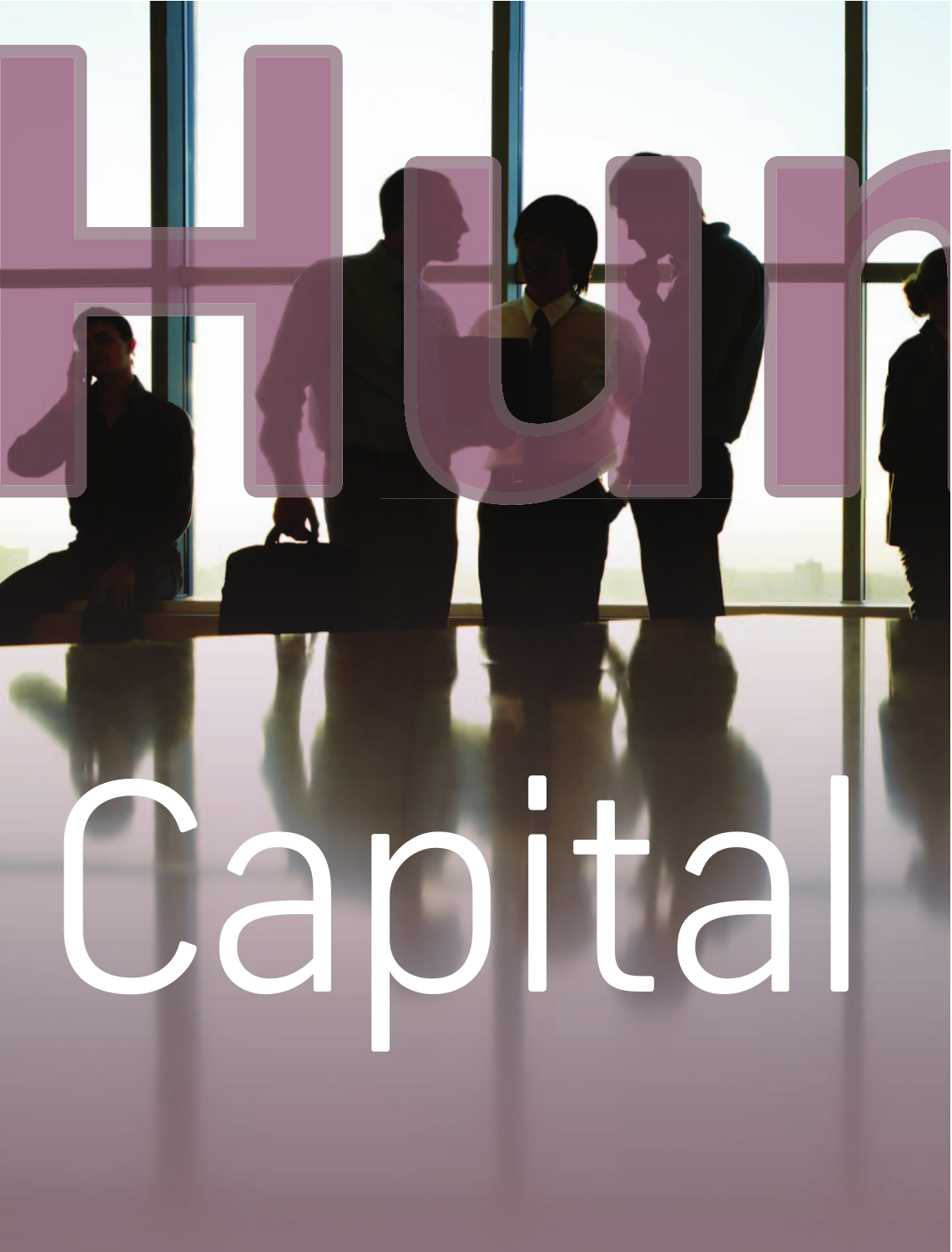# Hum

# Capital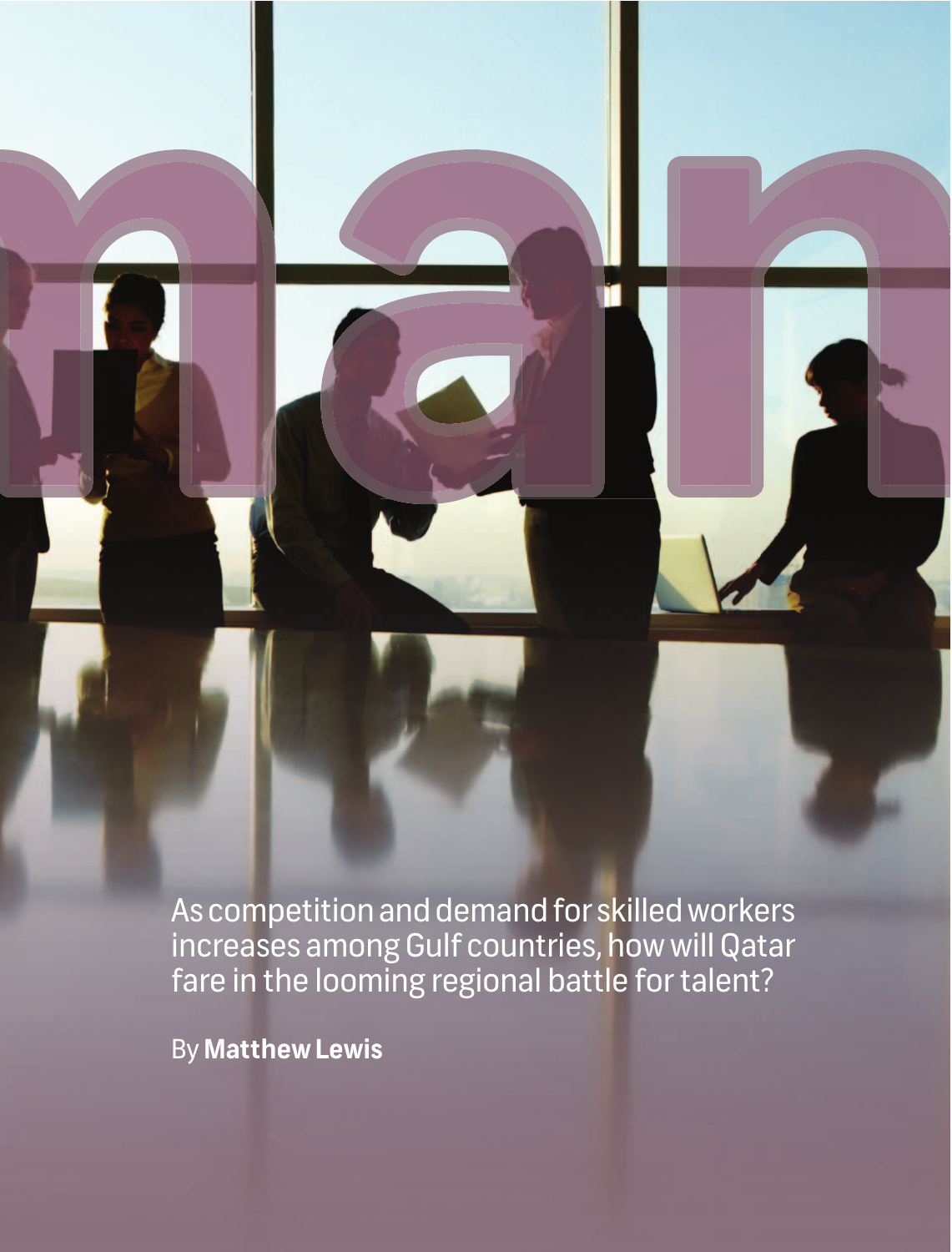# man

As competition and demand for skilled workers increases among Gulf countries, how will Qatar fare in the looming regional battle for talent?

By **Matthew Lewis**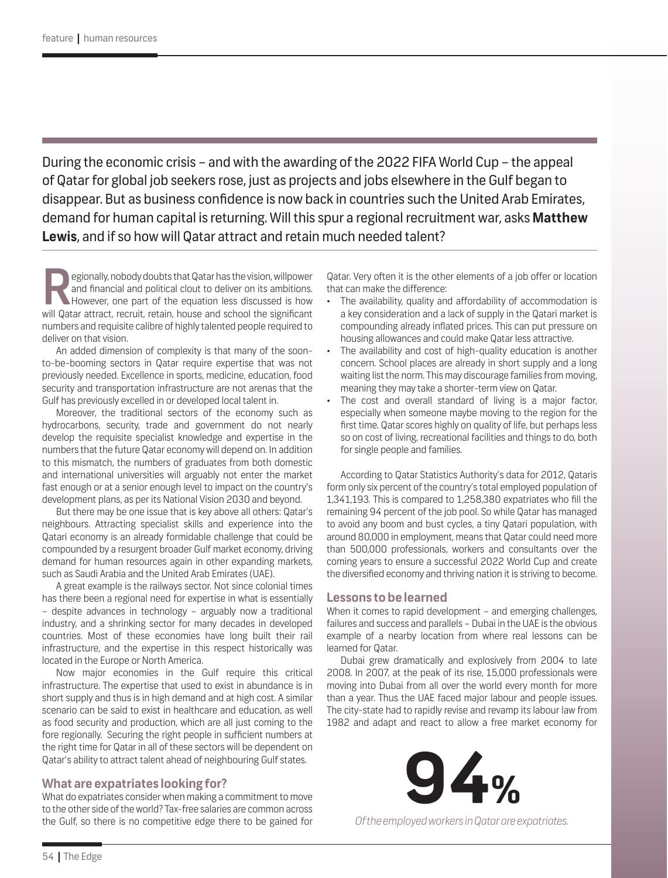During the economic crisis – and with the awarding of the 2022 FIFA World Cup – the appeal of Qatar for global job seekers rose, just as projects and jobs elsewhere in the Gulf began to disappear. But as business confidence is now back in countries such the United Arab Emirates, demand for human capital is returning. Will this spur a regional recruitment war, asks **Matthew Lewis**, and if so how will Qatar attract and retain much needed talent?

Regionally, nobody doubts that Qatar has the vision, willpower and financial and political clout to deliver on its ambitions. However, one part of the equation less discussed is how will Qatar attract, recruit, retain, house and school the significant numbers and requisite calibre of highly talented people required to deliver on that vision.

An added dimension of complexity is that many of the soon-to-be-booming sectors in Qatar require expertise that was not previously needed. Excellence in sports, medicine, education, food security and transportation infrastructure are not arenas that the Gulf has previously excelled in or developed local talent in.

Moreover, the traditional sectors of the economy such as hydrocarbons, security, trade and government do not nearly develop the requisite specialist knowledge and expertise in the numbers that the future Qatar economy will depend on. In addition to this mismatch, the numbers of graduates from both domestic and international universities will arguably not enter the market fast enough or at a senior enough level to impact on the country's development plans, as per its National Vision 2030 and beyond.

But there may be one issue that is key above all others: Qatar's neighbours. Attracting specialist skills and experience into the Qatari economy is an already formidable challenge that could be compounded by a resurgent broader Gulf market economy, driving demand for human resources again in other expanding markets, such as Saudi Arabia and the United Arab Emirates (UAE).

A great example is the railways sector. Not since colonial times has there been a regional need for expertise in what is essentially – despite advances in technology – arguably now a traditional industry, and a shrinking sector for many decades in developed countries. Most of these economies have long built their rail infrastructure, and the expertise in this respect historically was located in the Europe or North America.

Now major economies in the Gulf require this critical infrastructure. The expertise that used to exist in abundance is in short supply and thus is in high demand and at high cost. A similar scenario can be said to exist in healthcare and education, as well as food security and production, which are all just coming to the fore regionally. Securing the right people in sufficient numbers at the right time for Qatar in all of these sectors will be dependent on Qatar's ability to attract talent ahead of neighbouring Gulf states.

## What are expatriates looking for?

What do expatriates consider when making a commitment to move to the other side of the world? Tax-free salaries are common across the Gulf, so there is no competitive edge there to be gained for Qatar. Very often it is the other elements of a job offer or location that can make the difference:

- The availability, quality and affordability of accommodation is a key consideration and a lack of supply in the Qatari market is compounding already inflated prices. This can put pressure on housing allowances and could make Qatar less attractive.
- The availability and cost of high-quality education is another concern. School places are already in short supply and a long waiting list the norm. This may discourage families from moving, meaning they may take a shorter-term view on Qatar.
- The cost and overall standard of living is a major factor, especially when someone maybe moving to the region for the first time. Qatar scores highly on quality of life, but perhaps less so on cost of living, recreational facilities and things to do, both for single people and families.

According to Qatar Statistics Authority's data for 2012, Qataris form only six percent of the country's total employed population of 1,341,193. This is compared to 1,258,380 expatriates who fill the remaining 94 percent of the job pool. So while Qatar has managed to avoid any boom and bust cycles, a tiny Qatari population, with around 80,000 in employment, means that Qatar could need more than 500,000 professionals, workers and consultants over the coming years to ensure a successful 2022 World Cup and create the diversified economy and thriving nation it is striving to become.

## Lessons to be learned

When it comes to rapid development – and emerging challenges, failures and success and parallels – Dubai in the UAE is the obvious example of a nearby location from where real lessons can be learned for Qatar.

Dubai grew dramatically and explosively from 2004 to late 2008. In 2007, at the peak of its rise, 15,000 professionals were moving into Dubai from all over the world every month for more than a year. Thus the UAE faced major labour and people issues. The city-state had to rapidly revise and revamp its labour law from 1982 and adapt and react to allow a free market economy for

**94%**

*Of the employed workers in Qatar are expatriates.*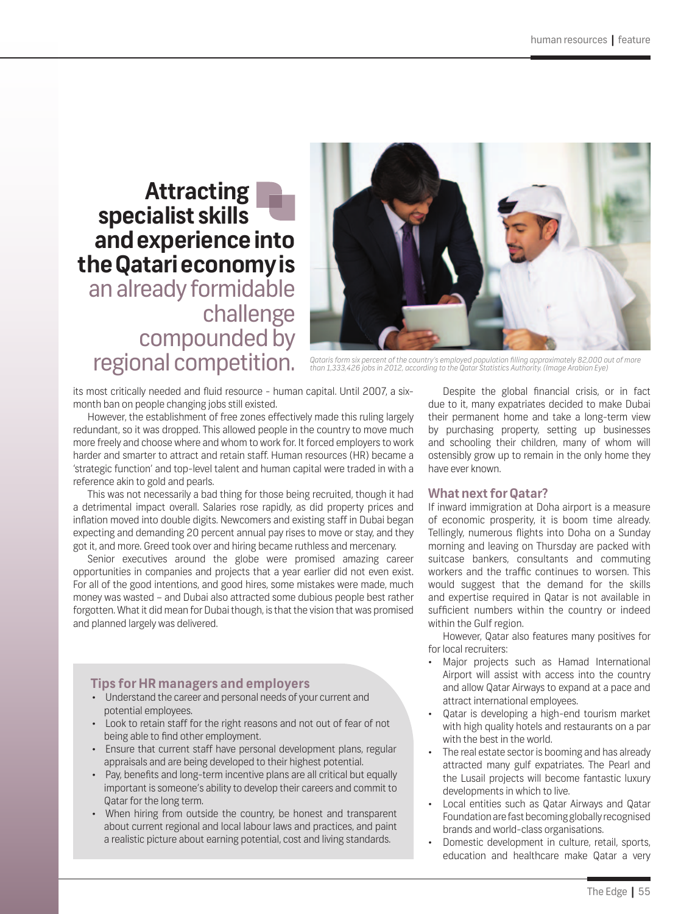# Attracting specialist skills and experience into the Qatari economy is an already formidable challenge compounded by regional competition.

*Qataris form six percent of the country's employed population filling approximately 82,000 out of more than 1,333,426 jobs in 2012, according to the Qatar Statistics Authority. (Image Arabian Eye)*

its most critically needed and fluid resource - human capital. Until 2007, a six-month ban on people changing jobs still existed.

However, the establishment of free zones effectively made this ruling largely redundant, so it was dropped. This allowed people in the country to move much more freely and choose where and whom to work for. It forced employers to work harder and smarter to attract and retain staff. Human resources (HR) became a 'strategic function' and top-level talent and human capital were traded in with a reference akin to gold and pearls.

This was not necessarily a bad thing for those being recruited, though it had a detrimental impact overall. Salaries rose rapidly, as did property prices and inflation moved into double digits. Newcomers and existing staff in Dubai began expecting and demanding 20 percent annual pay rises to move or stay, and they got it, and more. Greed took over and hiring became ruthless and mercenary.

Senior executives around the globe were promised amazing career opportunities in companies and projects that a year earlier did not even exist. For all of the good intentions, and good hires, some mistakes were made, much money was wasted – and Dubai also attracted some dubious people best rather forgotten. What it did mean for Dubai though, is that the vision that was promised and planned largely was delivered.

### Tips for HR managers and employers

- Understand the career and personal needs of your current and potential employees.
- Look to retain staff for the right reasons and not out of fear of not being able to find other employment.
- Ensure that current staff have personal development plans, regular appraisals and are being developed to their highest potential.
- Pay, benefits and long-term incentive plans are all critical but equally important is someone's ability to develop their careers and commit to Qatar for the long term.
- When hiring from outside the country, be honest and transparent about current regional and local labour laws and practices, and paint a realistic picture about earning potential, cost and living standards.

Despite the global financial crisis, or in fact due to it, many expatriates decided to make Dubai their permanent home and take a long-term view by purchasing property, setting up businesses and schooling their children, many of whom will ostensibly grow up to remain in the only home they have ever known.

## What next for Qatar?

If inward immigration at Doha airport is a measure of economic prosperity, it is boom time already. Tellingly, numerous flights into Doha on a Sunday morning and leaving on Thursday are packed with suitcase bankers, consultants and commuting workers and the traffic continues to worsen. This would suggest that the demand for the skills and expertise required in Qatar is not available in sufficient numbers within the country or indeed within the Gulf region.

However, Qatar also features many positives for for local recruiters:

- Major projects such as Hamad International Airport will assist with access into the country and allow Qatar Airways to expand at a pace and attract international employees.
- Qatar is developing a high-end tourism market with high quality hotels and restaurants on a par with the best in the world.
- The real estate sector is booming and has already attracted many gulf expatriates. The Pearl and the Lusail projects will become fantastic luxury developments in which to live.
- Local entities such as Qatar Airways and Qatar Foundation are fast becoming globally recognised brands and world-class organisations.
- Domestic development in culture, retail, sports, education and healthcare make Qatar a very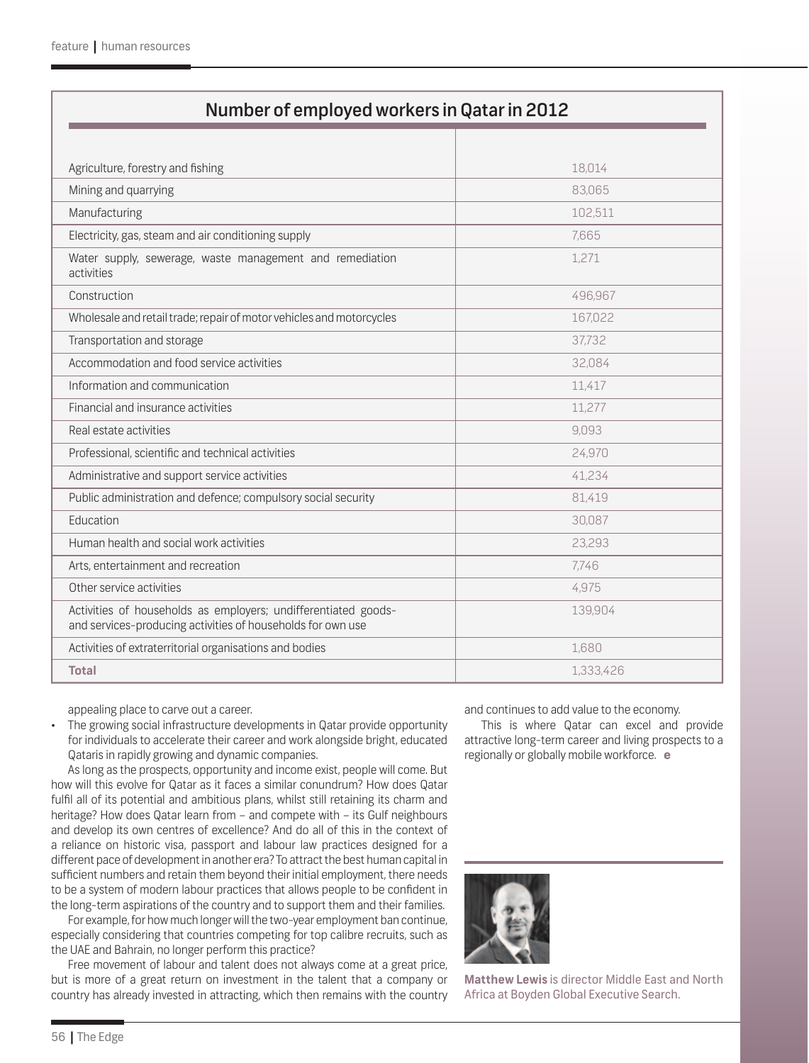## Number of employed workers in Qatar in 2012

| | |
|---|---|
| Agriculture, forestry and fishing | 18,014 |
| Mining and quarrying | 83,065 |
| Manufacturing | 102,511 |
| Electricity, gas, steam and air conditioning supply | 7,665 |
| Water supply, sewerage, waste management and remediation activities | 1,271 |
| Construction | 496,967 |
| Wholesale and retail trade; repair of motor vehicles and motorcycles | 167,022 |
| Transportation and storage | 37,732 |
| Accommodation and food service activities | 32,084 |
| Information and communication | 11,417 |
| Financial and insurance activities | 11,277 |
| Real estate activities | 9,093 |
| Professional, scientific and technical activities | 24,970 |
| Administrative and support service activities | 41,234 |
| Public administration and defence; compulsory social security | 81,419 |
| Education | 30,087 |
| Human health and social work activities | 23,293 |
| Arts, entertainment and recreation | 7,746 |
| Other service activities | 4,975 |
| Activities of households as employers; undifferentiated goods-and services-producing activities of households for own use | 139,904 |
| Activities of extraterritorial organisations and bodies | 1,680 |
| **Total** | 1,333,426 |

appealing place to carve out a career.

- The growing social infrastructure developments in Qatar provide opportunity for individuals to accelerate their career and work alongside bright, educated Qataris in rapidly growing and dynamic companies.

As long as the prospects, opportunity and income exist, people will come. But how will this evolve for Qatar as it faces a similar conundrum? How does Qatar fulfil all of its potential and ambitious plans, whilst still retaining its charm and heritage? How does Qatar learn from – and compete with – its Gulf neighbours and develop its own centres of excellence? And do all of this in the context of a reliance on historic visa, passport and labour law practices designed for a different pace of development in another era? To attract the best human capital in sufficient numbers and retain them beyond their initial employment, there needs to be a system of modern labour practices that allows people to be confident in the long-term aspirations of the country and to support them and their families.

For example, for how much longer will the two-year employment ban continue, especially considering that countries competing for top calibre recruits, such as the UAE and Bahrain, no longer perform this practice?

Free movement of labour and talent does not always come at a great price, but is more of a great return on investment in the talent that a company or country has already invested in attracting, which then remains with the country and continues to add value to the economy.

This is where Qatar can excel and provide attractive long-term career and living prospects to a regionally or globally mobile workforce. **e**

**Matthew Lewis** is director Middle East and North Africa at Boyden Global Executive Search.